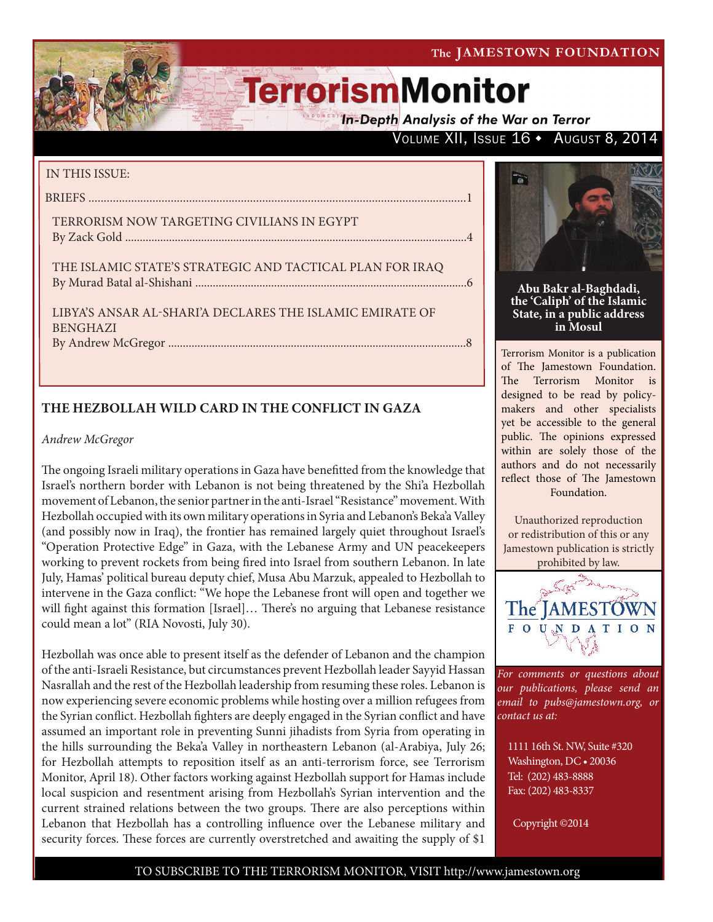# TerrorismMonitor

*In-Depth Analysis of the War on Terror*

IN THIS ISSUE:

BRIEFS ............................................................................................................................1

TERRORISM NOW TARGETING CIVILIANS IN EGYPT
By Zack Gold ..................................................................................................................4

THE ISLAMIC STATE'S STRATEGIC AND TACTICAL PLAN FOR IRAQ
By Murad Batal al-Shishani ..........................................................................................6

LIBYA'S ANSAR AL-SHARI'A DECLARES THE ISLAMIC EMIRATE OF BENGHAZI
By Andrew McGregor ....................................................................................................8

**Abu Bakr al-Baghdadi, the 'Caliph' of the Islamic State, in a public address in Mosul**

Terrorism Monitor is a publication of The Jamestown Foundation. The Terrorism Monitor is designed to be read by policy-makers and other specialists yet be accessible to the general public. The opinions expressed within are solely those of the authors and do not necessarily reflect those of The Jamestown Foundation.

Unauthorized reproduction or redistribution of this or any Jamestown publication is strictly prohibited by law.

*For comments or questions about our publications, please send an email to pubs@jamestown.org, or contact us at:*

1111 16th St. NW, Suite #320
Washington, DC • 20036
Tel: (202) 483-8888
Fax: (202) 483-8337

Copyright ©2014

## THE HEZBOLLAH WILD CARD IN THE CONFLICT IN GAZA

*Andrew McGregor*

The ongoing Israeli military operations in Gaza have benefitted from the knowledge that Israel's northern border with Lebanon is not being threatened by the Shi'a Hezbollah movement of Lebanon, the senior partner in the anti-Israel "Resistance" movement. With Hezbollah occupied with its own military operations in Syria and Lebanon's Beka'a Valley (and possibly now in Iraq), the frontier has remained largely quiet throughout Israel's "Operation Protective Edge" in Gaza, with the Lebanese Army and UN peacekeepers working to prevent rockets from being fired into Israel from southern Lebanon. In late July, Hamas' political bureau deputy chief, Musa Abu Marzuk, appealed to Hezbollah to intervene in the Gaza conflict: "We hope the Lebanese front will open and together we will fight against this formation [Israel]… There's no arguing that Lebanese resistance could mean a lot" (RIA Novosti, July 30).

Hezbollah was once able to present itself as the defender of Lebanon and the champion of the anti-Israeli Resistance, but circumstances prevent Hezbollah leader Sayyid Hassan Nasrallah and the rest of the Hezbollah leadership from resuming these roles. Lebanon is now experiencing severe economic problems while hosting over a million refugees from the Syrian conflict. Hezbollah fighters are deeply engaged in the Syrian conflict and have assumed an important role in preventing Sunni jihadists from Syria from operating in the hills surrounding the Beka'a Valley in northeastern Lebanon (al-Arabiya, July 26; for Hezbollah attempts to reposition itself as an anti-terrorism force, see Terrorism Monitor, April 18). Other factors working against Hezbollah support for Hamas include local suspicion and resentment arising from Hezbollah's Syrian intervention and the current strained relations between the two groups. There are also perceptions within Lebanon that Hezbollah has a controlling influence over the Lebanese military and security forces. These forces are currently overstretched and awaiting the supply of $1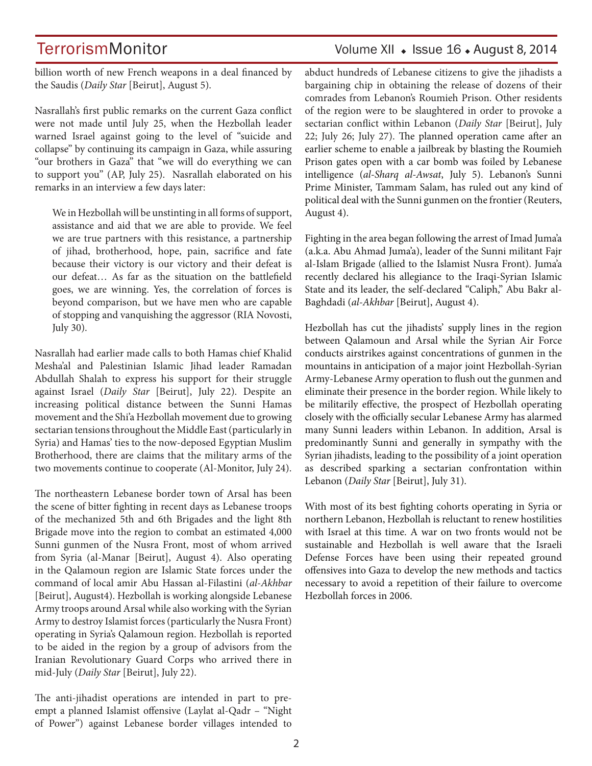billion worth of new French weapons in a deal financed by the Saudis (*Daily Star* [Beirut], August 5).

Nasrallah's first public remarks on the current Gaza conflict were not made until July 25, when the Hezbollah leader warned Israel against going to the level of "suicide and collapse" by continuing its campaign in Gaza, while assuring "our brothers in Gaza" that "we will do everything we can to support you" (AP, July 25). Nasrallah elaborated on his remarks in an interview a few days later:

> We in Hezbollah will be unstinting in all forms of support, assistance and aid that we are able to provide. We feel we are true partners with this resistance, a partnership of jihad, brotherhood, hope, pain, sacrifice and fate because their victory is our victory and their defeat is our defeat… As far as the situation on the battlefield goes, we are winning. Yes, the correlation of forces is beyond comparison, but we have men who are capable of stopping and vanquishing the aggressor (RIA Novosti, July 30).

Nasrallah had earlier made calls to both Hamas chief Khalid Mesha'al and Palestinian Islamic Jihad leader Ramadan Abdullah Shalah to express his support for their struggle against Israel (*Daily Star* [Beirut], July 22). Despite an increasing political distance between the Sunni Hamas movement and the Shi'a Hezbollah movement due to growing sectarian tensions throughout the Middle East (particularly in Syria) and Hamas' ties to the now-deposed Egyptian Muslim Brotherhood, there are claims that the military arms of the two movements continue to cooperate (Al-Monitor, July 24).

The northeastern Lebanese border town of Arsal has been the scene of bitter fighting in recent days as Lebanese troops of the mechanized 5th and 6th Brigades and the light 8th Brigade move into the region to combat an estimated 4,000 Sunni gunmen of the Nusra Front, most of whom arrived from Syria (al-Manar [Beirut], August 4). Also operating in the Qalamoun region are Islamic State forces under the command of local amir Abu Hassan al-Filastini (*al-Akhbar* [Beirut], August4). Hezbollah is working alongside Lebanese Army troops around Arsal while also working with the Syrian Army to destroy Islamist forces (particularly the Nusra Front) operating in Syria's Qalamoun region. Hezbollah is reported to be aided in the region by a group of advisors from the Iranian Revolutionary Guard Corps who arrived there in mid-July (*Daily Star* [Beirut], July 22).

The anti-jihadist operations are intended in part to pre-empt a planned Islamist offensive (Laylat al-Qadr – "Night of Power") against Lebanese border villages intended to abduct hundreds of Lebanese citizens to give the jihadists a bargaining chip in obtaining the release of dozens of their comrades from Lebanon's Roumieh Prison. Other residents of the region were to be slaughtered in order to provoke a sectarian conflict within Lebanon (*Daily Star* [Beirut], July 22; July 26; July 27). The planned operation came after an earlier scheme to enable a jailbreak by blasting the Roumieh Prison gates open with a car bomb was foiled by Lebanese intelligence (*al-Sharq al-Awsat*, July 5). Lebanon's Sunni Prime Minister, Tammam Salam, has ruled out any kind of political deal with the Sunni gunmen on the frontier (Reuters, August 4).

Fighting in the area began following the arrest of Imad Juma'a (a.k.a. Abu Ahmad Juma'a), leader of the Sunni militant Fajr al-Islam Brigade (allied to the Islamist Nusra Front). Juma'a recently declared his allegiance to the Iraqi-Syrian Islamic State and its leader, the self-declared "Caliph," Abu Bakr al-Baghdadi (*al-Akhbar* [Beirut], August 4).

Hezbollah has cut the jihadists' supply lines in the region between Qalamoun and Arsal while the Syrian Air Force conducts airstrikes against concentrations of gunmen in the mountains in anticipation of a major joint Hezbollah-Syrian Army-Lebanese Army operation to flush out the gunmen and eliminate their presence in the border region. While likely to be militarily effective, the prospect of Hezbollah operating closely with the officially secular Lebanese Army has alarmed many Sunni leaders within Lebanon. In addition, Arsal is predominantly Sunni and generally in sympathy with the Syrian jihadists, leading to the possibility of a joint operation as described sparking a sectarian confrontation within Lebanon (*Daily Star* [Beirut], July 31).

With most of its best fighting cohorts operating in Syria or northern Lebanon, Hezbollah is reluctant to renew hostilities with Israel at this time. A war on two fronts would not be sustainable and Hezbollah is well aware that the Israeli Defense Forces have been using their repeated ground offensives into Gaza to develop the new methods and tactics necessary to avoid a repetition of their failure to overcome Hezbollah forces in 2006.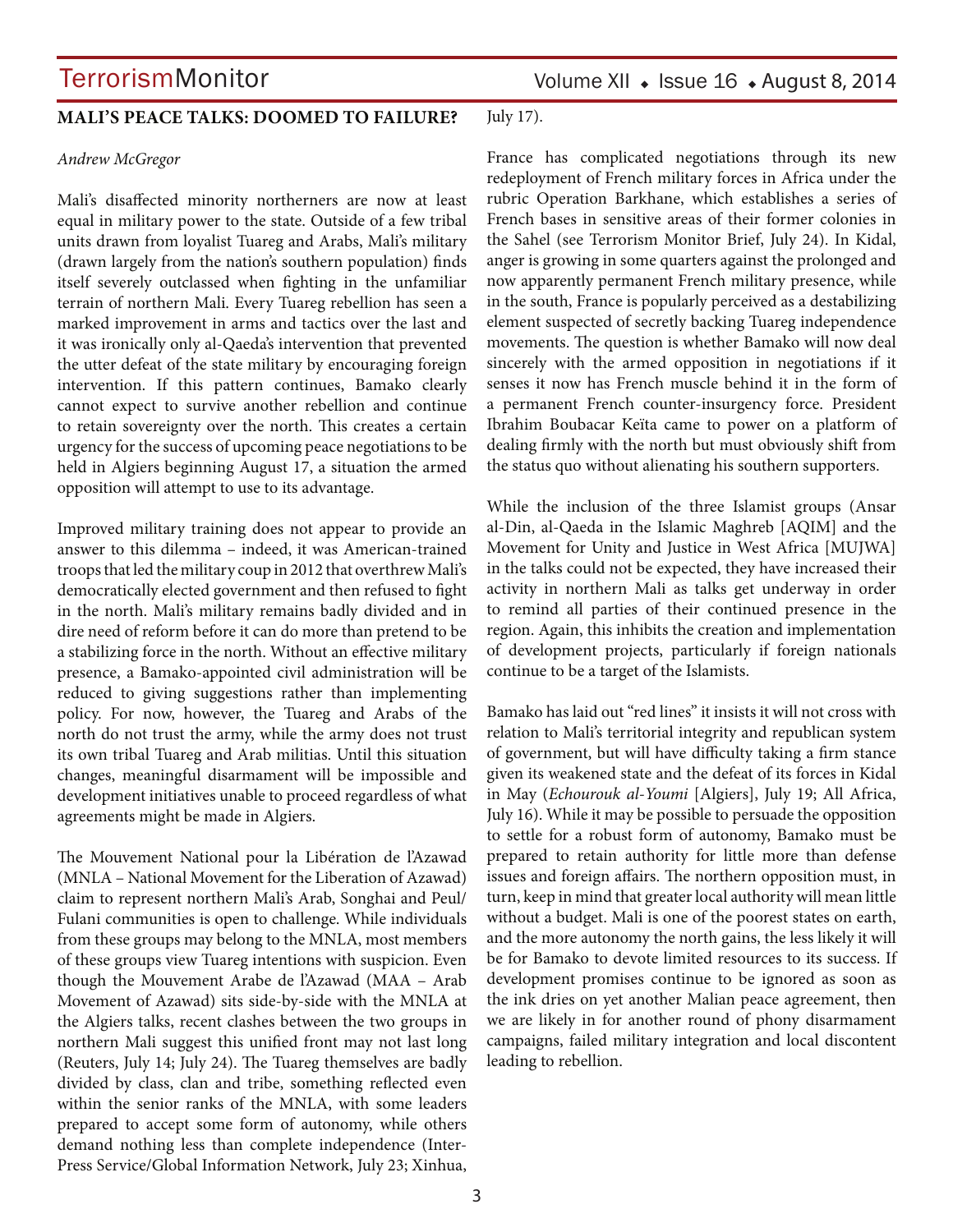## MALI'S PEACE TALKS: DOOMED TO FAILURE?

*Andrew McGregor*

Mali's disaffected minority northerners are now at least equal in military power to the state. Outside of a few tribal units drawn from loyalist Tuareg and Arabs, Mali's military (drawn largely from the nation's southern population) finds itself severely outclassed when fighting in the unfamiliar terrain of northern Mali. Every Tuareg rebellion has seen a marked improvement in arms and tactics over the last and it was ironically only al-Qaeda's intervention that prevented the utter defeat of the state military by encouraging foreign intervention. If this pattern continues, Bamako clearly cannot expect to survive another rebellion and continue to retain sovereignty over the north. This creates a certain urgency for the success of upcoming peace negotiations to be held in Algiers beginning August 17, a situation the armed opposition will attempt to use to its advantage.

Improved military training does not appear to provide an answer to this dilemma – indeed, it was American-trained troops that led the military coup in 2012 that overthrew Mali's democratically elected government and then refused to fight in the north. Mali's military remains badly divided and in dire need of reform before it can do more than pretend to be a stabilizing force in the north. Without an effective military presence, a Bamako-appointed civil administration will be reduced to giving suggestions rather than implementing policy. For now, however, the Tuareg and Arabs of the north do not trust the army, while the army does not trust its own tribal Tuareg and Arab militias. Until this situation changes, meaningful disarmament will be impossible and development initiatives unable to proceed regardless of what agreements might be made in Algiers.

The Mouvement National pour la Libération de l'Azawad (MNLA – National Movement for the Liberation of Azawad) claim to represent northern Mali's Arab, Songhai and Peul/Fulani communities is open to challenge. While individuals from these groups may belong to the MNLA, most members of these groups view Tuareg intentions with suspicion. Even though the Mouvement Arabe de l'Azawad (MAA – Arab Movement of Azawad) sits side-by-side with the MNLA at the Algiers talks, recent clashes between the two groups in northern Mali suggest this unified front may not last long (Reuters, July 14; July 24). The Tuareg themselves are badly divided by class, clan and tribe, something reflected even within the senior ranks of the MNLA, with some leaders prepared to accept some form of autonomy, while others demand nothing less than complete independence (Inter-Press Service/Global Information Network, July 23; Xinhua, July 17).

France has complicated negotiations through its new redeployment of French military forces in Africa under the rubric Operation Barkhane, which establishes a series of French bases in sensitive areas of their former colonies in the Sahel (see Terrorism Monitor Brief, July 24). In Kidal, anger is growing in some quarters against the prolonged and now apparently permanent French military presence, while in the south, France is popularly perceived as a destabilizing element suspected of secretly backing Tuareg independence movements. The question is whether Bamako will now deal sincerely with the armed opposition in negotiations if it senses it now has French muscle behind it in the form of a permanent French counter-insurgency force. President Ibrahim Boubacar Keïta came to power on a platform of dealing firmly with the north but must obviously shift from the status quo without alienating his southern supporters.

While the inclusion of the three Islamist groups (Ansar al-Din, al-Qaeda in the Islamic Maghreb [AQIM] and the Movement for Unity and Justice in West Africa [MUJWA] in the talks could not be expected, they have increased their activity in northern Mali as talks get underway in order to remind all parties of their continued presence in the region. Again, this inhibits the creation and implementation of development projects, particularly if foreign nationals continue to be a target of the Islamists.

Bamako has laid out "red lines" it insists it will not cross with relation to Mali's territorial integrity and republican system of government, but will have difficulty taking a firm stance given its weakened state and the defeat of its forces in Kidal in May (*Echourouk al-Youmi* [Algiers], July 19; All Africa, July 16). While it may be possible to persuade the opposition to settle for a robust form of autonomy, Bamako must be prepared to retain authority for little more than defense issues and foreign affairs. The northern opposition must, in turn, keep in mind that greater local authority will mean little without a budget. Mali is one of the poorest states on earth, and the more autonomy the north gains, the less likely it will be for Bamako to devote limited resources to its success. If development promises continue to be ignored as soon as the ink dries on yet another Malian peace agreement, then we are likely in for another round of phony disarmament campaigns, failed military integration and local discontent leading to rebellion.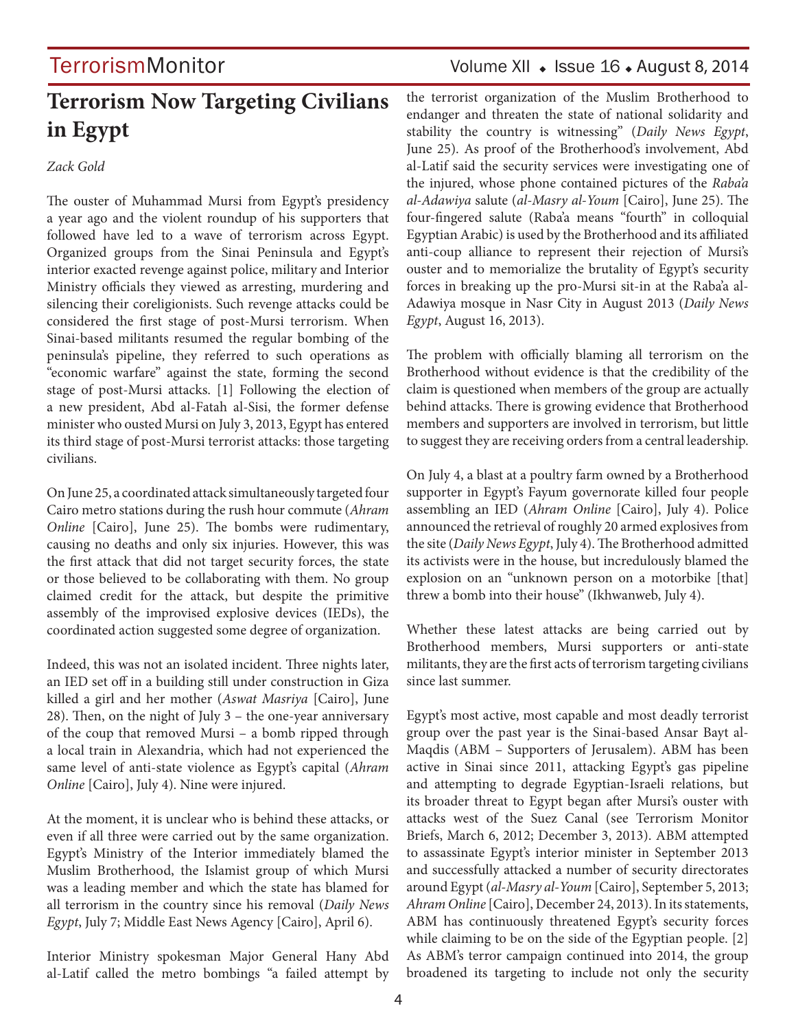# Terrorism Now Targeting Civilians in Egypt

*Zack Gold*

The ouster of Muhammad Mursi from Egypt's presidency a year ago and the violent roundup of his supporters that followed have led to a wave of terrorism across Egypt. Organized groups from the Sinai Peninsula and Egypt's interior exacted revenge against police, military and Interior Ministry officials they viewed as arresting, murdering and silencing their coreligionists. Such revenge attacks could be considered the first stage of post-Mursi terrorism. When Sinai-based militants resumed the regular bombing of the peninsula's pipeline, they referred to such operations as "economic warfare" against the state, forming the second stage of post-Mursi attacks. [1] Following the election of a new president, Abd al-Fatah al-Sisi, the former defense minister who ousted Mursi on July 3, 2013, Egypt has entered its third stage of post-Mursi terrorist attacks: those targeting civilians.

On June 25, a coordinated attack simultaneously targeted four Cairo metro stations during the rush hour commute (*Ahram Online* [Cairo], June 25). The bombs were rudimentary, causing no deaths and only six injuries. However, this was the first attack that did not target security forces, the state or those believed to be collaborating with them. No group claimed credit for the attack, but despite the primitive assembly of the improvised explosive devices (IEDs), the coordinated action suggested some degree of organization.

Indeed, this was not an isolated incident. Three nights later, an IED set off in a building still under construction in Giza killed a girl and her mother (*Aswat Masriya* [Cairo], June 28). Then, on the night of July 3 – the one-year anniversary of the coup that removed Mursi – a bomb ripped through a local train in Alexandria, which had not experienced the same level of anti-state violence as Egypt's capital (*Ahram Online* [Cairo], July 4). Nine were injured.

At the moment, it is unclear who is behind these attacks, or even if all three were carried out by the same organization. Egypt's Ministry of the Interior immediately blamed the Muslim Brotherhood, the Islamist group of which Mursi was a leading member and which the state has blamed for all terrorism in the country since his removal (*Daily News Egypt*, July 7; Middle East News Agency [Cairo], April 6).

Interior Ministry spokesman Major General Hany Abd al-Latif called the metro bombings "a failed attempt by the terrorist organization of the Muslim Brotherhood to endanger and threaten the state of national solidarity and stability the country is witnessing" (*Daily News Egypt*, June 25). As proof of the Brotherhood's involvement, Abd al-Latif said the security services were investigating one of the injured, whose phone contained pictures of the *Raba'a al-Adawiya* salute (*al-Masry al-Youm* [Cairo], June 25). The four-fingered salute (Raba'a means "fourth" in colloquial Egyptian Arabic) is used by the Brotherhood and its affiliated anti-coup alliance to represent their rejection of Mursi's ouster and to memorialize the brutality of Egypt's security forces in breaking up the pro-Mursi sit-in at the Raba'a al-Adawiya mosque in Nasr City in August 2013 (*Daily News Egypt*, August 16, 2013).

The problem with officially blaming all terrorism on the Brotherhood without evidence is that the credibility of the claim is questioned when members of the group are actually behind attacks. There is growing evidence that Brotherhood members and supporters are involved in terrorism, but little to suggest they are receiving orders from a central leadership.

On July 4, a blast at a poultry farm owned by a Brotherhood supporter in Egypt's Fayum governorate killed four people assembling an IED (*Ahram Online* [Cairo], July 4). Police announced the retrieval of roughly 20 armed explosives from the site (*Daily News Egypt*, July 4). The Brotherhood admitted its activists were in the house, but incredulously blamed the explosion on an "unknown person on a motorbike [that] threw a bomb into their house" (Ikhwanweb, July 4).

Whether these latest attacks are being carried out by Brotherhood members, Mursi supporters or anti-state militants, they are the first acts of terrorism targeting civilians since last summer.

Egypt's most active, most capable and most deadly terrorist group over the past year is the Sinai-based Ansar Bayt al-Maqdis (ABM – Supporters of Jerusalem). ABM has been active in Sinai since 2011, attacking Egypt's gas pipeline and attempting to degrade Egyptian-Israeli relations, but its broader threat to Egypt began after Mursi's ouster with attacks west of the Suez Canal (see Terrorism Monitor Briefs, March 6, 2012; December 3, 2013). ABM attempted to assassinate Egypt's interior minister in September 2013 and successfully attacked a number of security directorates around Egypt (*al-Masry al-Youm* [Cairo], September 5, 2013; *Ahram Online* [Cairo], December 24, 2013). In its statements, ABM has continuously threatened Egypt's security forces while claiming to be on the side of the Egyptian people. [2] As ABM's terror campaign continued into 2014, the group broadened its targeting to include not only the security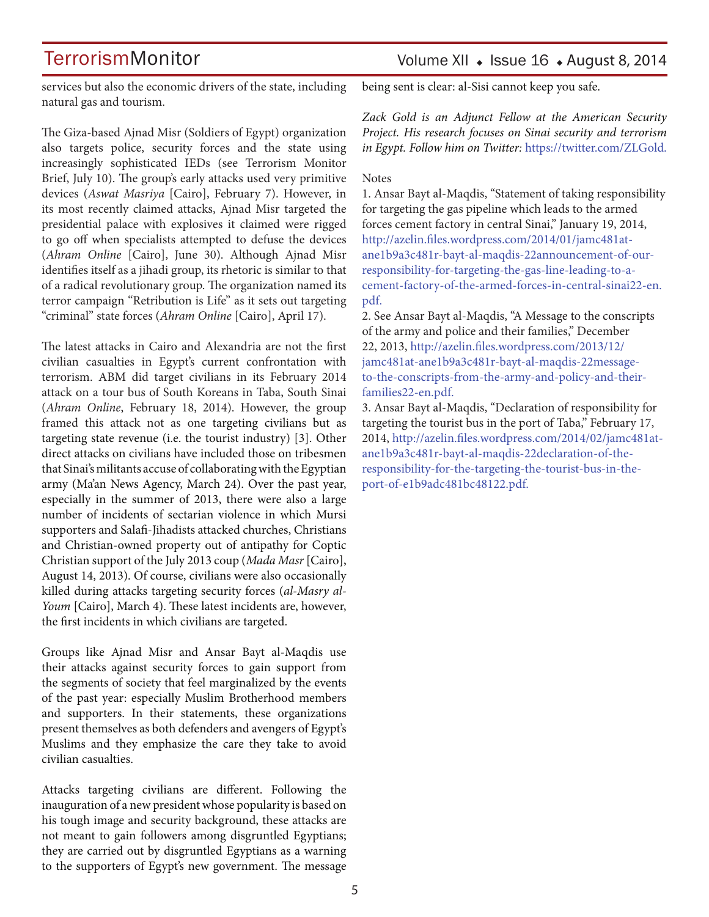services but also the economic drivers of the state, including natural gas and tourism.

The Giza-based Ajnad Misr (Soldiers of Egypt) organization also targets police, security forces and the state using increasingly sophisticated IEDs (see Terrorism Monitor Brief, July 10). The group's early attacks used very primitive devices (*Aswat Masriya* [Cairo], February 7). However, in its most recently claimed attacks, Ajnad Misr targeted the presidential palace with explosives it claimed were rigged to go off when specialists attempted to defuse the devices (*Ahram Online* [Cairo], June 30). Although Ajnad Misr identifies itself as a jihadi group, its rhetoric is similar to that of a radical revolutionary group. The organization named its terror campaign "Retribution is Life" as it sets out targeting "criminal" state forces (*Ahram Online* [Cairo], April 17).

The latest attacks in Cairo and Alexandria are not the first civilian casualties in Egypt's current confrontation with terrorism. ABM did target civilians in its February 2014 attack on a tour bus of South Koreans in Taba, South Sinai (*Ahram Online*, February 18, 2014). However, the group framed this attack not as one targeting civilians but as targeting state revenue (i.e. the tourist industry) [3]. Other direct attacks on civilians have included those on tribesmen that Sinai's militants accuse of collaborating with the Egyptian army (Ma'an News Agency, March 24). Over the past year, especially in the summer of 2013, there were also a large number of incidents of sectarian violence in which Mursi supporters and Salafi-Jihadists attacked churches, Christians and Christian-owned property out of antipathy for Coptic Christian support of the July 2013 coup (*Mada Masr* [Cairo], August 14, 2013). Of course, civilians were also occasionally killed during attacks targeting security forces (*al-Masry al-Youm* [Cairo], March 4). These latest incidents are, however, the first incidents in which civilians are targeted.

Groups like Ajnad Misr and Ansar Bayt al-Maqdis use their attacks against security forces to gain support from the segments of society that feel marginalized by the events of the past year: especially Muslim Brotherhood members and supporters. In their statements, these organizations present themselves as both defenders and avengers of Egypt's Muslims and they emphasize the care they take to avoid civilian casualties.

Attacks targeting civilians are different. Following the inauguration of a new president whose popularity is based on his tough image and security background, these attacks are not meant to gain followers among disgruntled Egyptians; they are carried out by disgruntled Egyptians as a warning to the supporters of Egypt's new government. The message being sent is clear: al-Sisi cannot keep you safe.

*Zack Gold is an Adjunct Fellow at the American Security Project. His research focuses on Sinai security and terrorism in Egypt. Follow him on Twitter:* https://twitter.com/ZLGold.

Notes

1. Ansar Bayt al-Maqdis, "Statement of taking responsibility for targeting the gas pipeline which leads to the armed forces cement factory in central Sinai," January 19, 2014, http://azelin.files.wordpress.com/2014/01/jamc481at-ane1b9a3c481r-bayt-al-maqdis-22announcement-of-our-responsibility-for-targeting-the-gas-line-leading-to-a-cement-factory-of-the-armed-forces-in-central-sinai22-en.pdf.
2. See Ansar Bayt al-Maqdis, "A Message to the conscripts of the army and police and their families," December 22, 2013, http://azelin.files.wordpress.com/2013/12/jamc481at-ane1b9a3c481r-bayt-al-maqdis-22message-to-the-conscripts-from-the-army-and-policy-and-their-families22-en.pdf.
3. Ansar Bayt al-Maqdis, "Declaration of responsibility for targeting the tourist bus in the port of Taba," February 17, 2014, http://azelin.files.wordpress.com/2014/02/jamc481at-ane1b9a3c481r-bayt-al-maqdis-22declaration-of-the-responsibility-for-the-targeting-the-tourist-bus-in-the-port-of-e1b9adc481bc48122.pdf.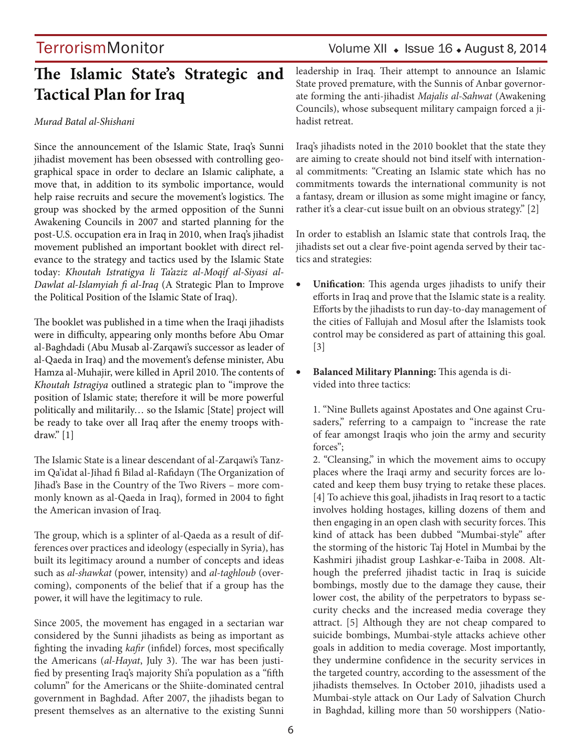# The Islamic State's Strategic and Tactical Plan for Iraq

*Murad Batal al-Shishani*

Since the announcement of the Islamic State, Iraq's Sunni jihadist movement has been obsessed with controlling geographical space in order to declare an Islamic caliphate, a move that, in addition to its symbolic importance, would help raise recruits and secure the movement's logistics. The group was shocked by the armed opposition of the Sunni Awakening Councils in 2007 and started planning for the post-U.S. occupation era in Iraq in 2010, when Iraq's jihadist movement published an important booklet with direct relevance to the strategy and tactics used by the Islamic State today: *Khoutah Istratigya li Ta'aziz al-Moqif al-Siyasi al-Dawlat al-Islamyiah fi al-Iraq* (A Strategic Plan to Improve the Political Position of the Islamic State of Iraq).

The booklet was published in a time when the Iraqi jihadists were in difficulty, appearing only months before Abu Omar al-Baghdadi (Abu Musab al-Zarqawi's successor as leader of al-Qaeda in Iraq) and the movement's defense minister, Abu Hamza al-Muhajir, were killed in April 2010. The contents of *Khoutah Istragiya* outlined a strategic plan to "improve the position of Islamic state; therefore it will be more powerful politically and militarily… so the Islamic [State] project will be ready to take over all Iraq after the enemy troops withdraw." [1]

The Islamic State is a linear descendant of al-Zarqawi's Tanzim Qa'idat al-Jihad fi Bilad al-Rafidayn (The Organization of Jihad's Base in the Country of the Two Rivers – more commonly known as al-Qaeda in Iraq), formed in 2004 to fight the American invasion of Iraq.

The group, which is a splinter of al-Qaeda as a result of differences over practices and ideology (especially in Syria), has built its legitimacy around a number of concepts and ideas such as *al-shawkat* (power, intensity) and *al-taghloub* (overcoming), components of the belief that if a group has the power, it will have the legitimacy to rule.

Since 2005, the movement has engaged in a sectarian war considered by the Sunni jihadists as being as important as fighting the invading *kafir* (infidel) forces, most specifically the Americans (*al-Hayat*, July 3). The war has been justified by presenting Iraq's majority Shi'a population as a "fifth column" for the Americans or the Shiite-dominated central government in Baghdad. After 2007, the jihadists began to present themselves as an alternative to the existing Sunni leadership in Iraq. Their attempt to announce an Islamic State proved premature, with the Sunnis of Anbar governorate forming the anti-jihadist *Majalis al-Sahwat* (Awakening Councils), whose subsequent military campaign forced a jihadist retreat.

Iraq's jihadists noted in the 2010 booklet that the state they are aiming to create should not bind itself with international commitments: "Creating an Islamic state which has no commitments towards the international community is not a fantasy, dream or illusion as some might imagine or fancy, rather it's a clear-cut issue built on an obvious strategy." [2]

In order to establish an Islamic state that controls Iraq, the jihadists set out a clear five-point agenda served by their tactics and strategies:

- **Unification**: This agenda urges jihadists to unify their efforts in Iraq and prove that the Islamic state is a reality. Efforts by the jihadists to run day-to-day management of the cities of Fallujah and Mosul after the Islamists took control may be considered as part of attaining this goal. [3]

- **Balanced Military Planning:** This agenda is divided into three tactics:

  1. "Nine Bullets against Apostates and One against Crusaders," referring to a campaign to "increase the rate of fear amongst Iraqis who join the army and security forces";
  2. "Cleansing," in which the movement aims to occupy places where the Iraqi army and security forces are located and keep them busy trying to retake these places. [4] To achieve this goal, jihadists in Iraq resort to a tactic involves holding hostages, killing dozens of them and then engaging in an open clash with security forces. This kind of attack has been dubbed "Mumbai-style" after the storming of the historic Taj Hotel in Mumbai by the Kashmiri jihadist group Lashkar-e-Taiba in 2008. Although the preferred jihadist tactic in Iraq is suicide bombings, mostly due to the damage they cause, their lower cost, the ability of the perpetrators to bypass security checks and the increased media coverage they attract. [5] Although they are not cheap compared to suicide bombings, Mumbai-style attacks achieve other goals in addition to media coverage. Most importantly, they undermine confidence in the security services in the targeted country, according to the assessment of the jihadists themselves. In October 2010, jihadists used a Mumbai-style attack on Our Lady of Salvation Church in Baghdad, killing more than 50 worshippers (Natio-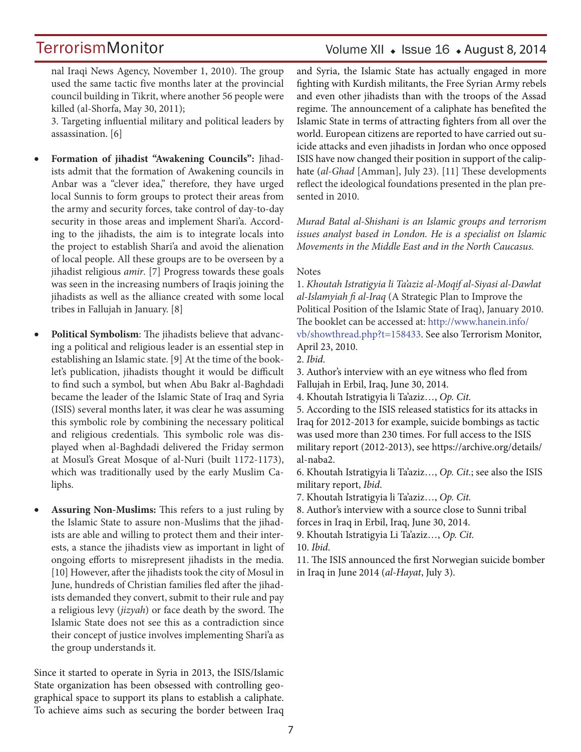nal Iraqi News Agency, November 1, 2010). The group used the same tactic five months later at the provincial council building in Tikrit, where another 56 people were killed (al-Shorfa, May 30, 2011);

3. Targeting influential military and political leaders by assassination. [6]

- **Formation of jihadist "Awakening Councils":** Jihadists admit that the formation of Awakening councils in Anbar was a "clever idea," therefore, they have urged local Sunnis to form groups to protect their areas from the army and security forces, take control of day-to-day security in those areas and implement Shari'a. According to the jihadists, the aim is to integrate locals into the project to establish Shari'a and avoid the alienation of local people. All these groups are to be overseen by a jihadist religious *amir*. [7] Progress towards these goals was seen in the increasing numbers of Iraqis joining the jihadists as well as the alliance created with some local tribes in Fallujah in January. [8]

- **Political Symbolism**: The jihadists believe that advancing a political and religious leader is an essential step in establishing an Islamic state. [9] At the time of the booklet's publication, jihadists thought it would be difficult to find such a symbol, but when Abu Bakr al-Baghdadi became the leader of the Islamic State of Iraq and Syria (ISIS) several months later, it was clear he was assuming this symbolic role by combining the necessary political and religious credentials. This symbolic role was displayed when al-Baghdadi delivered the Friday sermon at Mosul's Great Mosque of al-Nuri (built 1172-1173), which was traditionally used by the early Muslim Caliphs.

- **Assuring Non-Muslims:** This refers to a just ruling by the Islamic State to assure non-Muslims that the jihadists are able and willing to protect them and their interests, a stance the jihadists view as important in light of ongoing efforts to misrepresent jihadists in the media. [10] However, after the jihadists took the city of Mosul in June, hundreds of Christian families fled after the jihadists demanded they convert, submit to their rule and pay a religious levy (*jizyah*) or face death by the sword. The Islamic State does not see this as a contradiction since their concept of justice involves implementing Shari'a as the group understands it.

Since it started to operate in Syria in 2013, the ISIS/Islamic State organization has been obsessed with controlling geographical space to support its plans to establish a caliphate. To achieve aims such as securing the border between Iraq and Syria, the Islamic State has actually engaged in more fighting with Kurdish militants, the Free Syrian Army rebels and even other jihadists than with the troops of the Assad regime. The announcement of a caliphate has benefited the Islamic State in terms of attracting fighters from all over the world. European citizens are reported to have carried out suicide attacks and even jihadists in Jordan who once opposed ISIS have now changed their position in support of the caliphate (*al-Ghad* [Amman], July 23). [11] These developments reflect the ideological foundations presented in the plan presented in 2010.

*Murad Batal al-Shishani is an Islamic groups and terrorism issues analyst based in London. He is a specialist on Islamic Movements in the Middle East and in the North Caucasus.*

Notes

1. *Khoutah Istratigyia li Ta'aziz al-Moqif al-Siyasi al-Dawlat al-Islamyiah fi al-Iraq* (A Strategic Plan to Improve the Political Position of the Islamic State of Iraq), January 2010. The booklet can be accessed at: http://www.hanein.info/vb/showthread.php?t=158433. See also Terrorism Monitor, April 23, 2010.
2. *Ibid*.
3. Author's interview with an eye witness who fled from Fallujah in Erbil, Iraq, June 30, 2014.
4. Khoutah Istratigyia li Ta'aziz…, *Op. Cit.*
5. According to the ISIS released statistics for its attacks in Iraq for 2012-2013 for example, suicide bombings as tactic was used more than 230 times. For full access to the ISIS military report (2012-2013), see https://archive.org/details/al-naba2.
6. Khoutah Istratigyia li Ta'aziz…, *Op. Cit.*; see also the ISIS military report, *Ibid*.
7. Khoutah Istratigyia li Ta'aziz…, *Op. Cit.*
8. Author's interview with a source close to Sunni tribal forces in Iraq in Erbil, Iraq, June 30, 2014.
9. Khoutah Istratigyia Li Ta'aziz…, *Op. Cit.*
10. *Ibid*.
11. The ISIS announced the first Norwegian suicide bomber in Iraq in June 2014 (*al-Hayat*, July 3).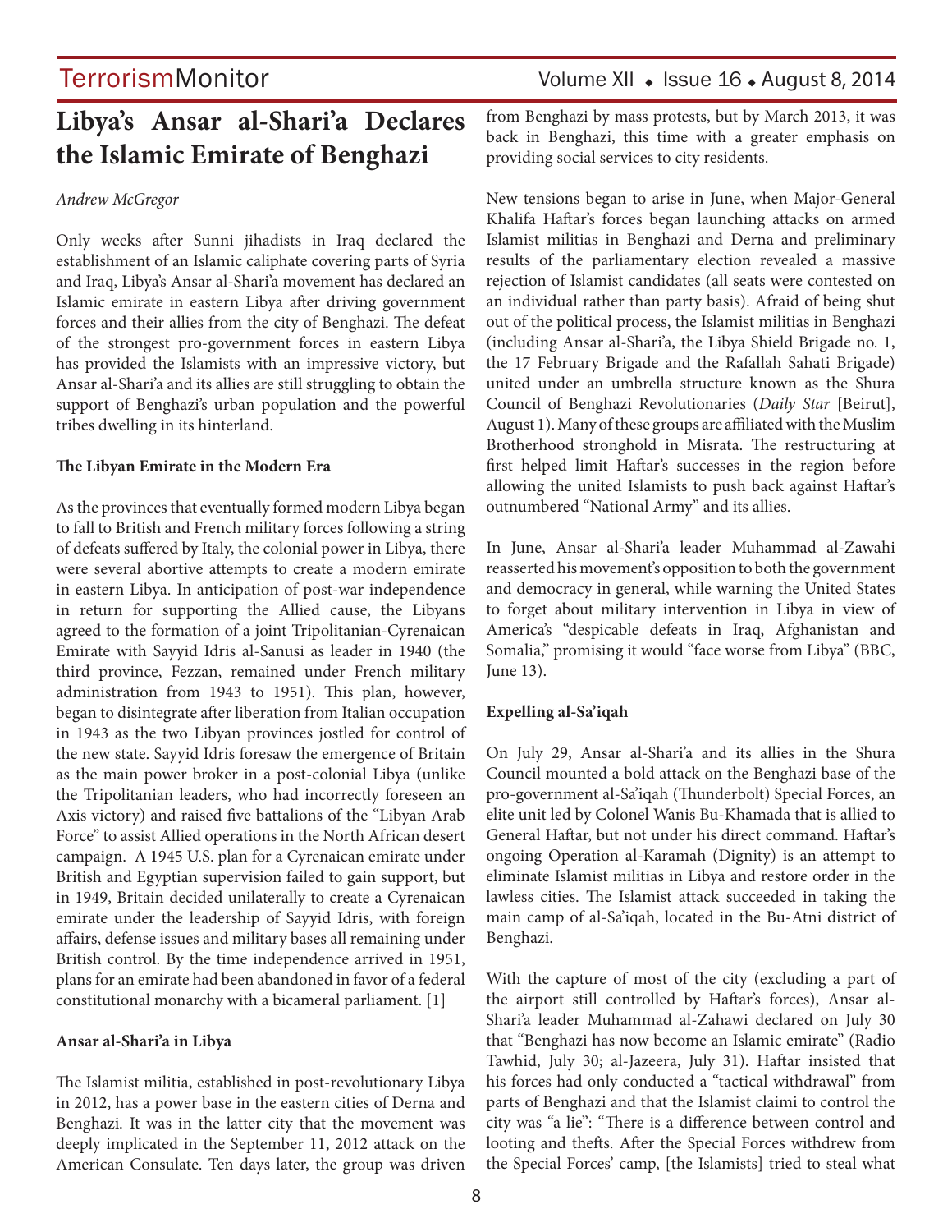# Libya's Ansar al-Shari'a Declares the Islamic Emirate of Benghazi

*Andrew McGregor*

Only weeks after Sunni jihadists in Iraq declared the establishment of an Islamic caliphate covering parts of Syria and Iraq, Libya's Ansar al-Shari'a movement has declared an Islamic emirate in eastern Libya after driving government forces and their allies from the city of Benghazi. The defeat of the strongest pro-government forces in eastern Libya has provided the Islamists with an impressive victory, but Ansar al-Shari'a and its allies are still struggling to obtain the support of Benghazi's urban population and the powerful tribes dwelling in its hinterland.

**The Libyan Emirate in the Modern Era**

As the provinces that eventually formed modern Libya began to fall to British and French military forces following a string of defeats suffered by Italy, the colonial power in Libya, there were several abortive attempts to create a modern emirate in eastern Libya. In anticipation of post-war independence in return for supporting the Allied cause, the Libyans agreed to the formation of a joint Tripolitanian-Cyrenaican Emirate with Sayyid Idris al-Sanusi as leader in 1940 (the third province, Fezzan, remained under French military administration from 1943 to 1951). This plan, however, began to disintegrate after liberation from Italian occupation in 1943 as the two Libyan provinces jostled for control of the new state. Sayyid Idris foresaw the emergence of Britain as the main power broker in a post-colonial Libya (unlike the Tripolitanian leaders, who had incorrectly foreseen an Axis victory) and raised five battalions of the "Libyan Arab Force" to assist Allied operations in the North African desert campaign. A 1945 U.S. plan for a Cyrenaican emirate under British and Egyptian supervision failed to gain support, but in 1949, Britain decided unilaterally to create a Cyrenaican emirate under the leadership of Sayyid Idris, with foreign affairs, defense issues and military bases all remaining under British control. By the time independence arrived in 1951, plans for an emirate had been abandoned in favor of a federal constitutional monarchy with a bicameral parliament. [1]

**Ansar al-Shari'a in Libya**

The Islamist militia, established in post-revolutionary Libya in 2012, has a power base in the eastern cities of Derna and Benghazi. It was in the latter city that the movement was deeply implicated in the September 11, 2012 attack on the American Consulate. Ten days later, the group was driven from Benghazi by mass protests, but by March 2013, it was back in Benghazi, this time with a greater emphasis on providing social services to city residents.

New tensions began to arise in June, when Major-General Khalifa Haftar's forces began launching attacks on armed Islamist militias in Benghazi and Derna and preliminary results of the parliamentary election revealed a massive rejection of Islamist candidates (all seats were contested on an individual rather than party basis). Afraid of being shut out of the political process, the Islamist militias in Benghazi (including Ansar al-Shari'a, the Libya Shield Brigade no. 1, the 17 February Brigade and the Rafallah Sahati Brigade) united under an umbrella structure known as the Shura Council of Benghazi Revolutionaries (*Daily Star* [Beirut], August 1). Many of these groups are affiliated with the Muslim Brotherhood stronghold in Misrata. The restructuring at first helped limit Haftar's successes in the region before allowing the united Islamists to push back against Haftar's outnumbered "National Army" and its allies.

In June, Ansar al-Shari'a leader Muhammad al-Zawahi reasserted his movement's opposition to both the government and democracy in general, while warning the United States to forget about military intervention in Libya in view of America's "despicable defeats in Iraq, Afghanistan and Somalia," promising it would "face worse from Libya" (BBC, June 13).

**Expelling al-Sa'iqah**

On July 29, Ansar al-Shari'a and its allies in the Shura Council mounted a bold attack on the Benghazi base of the pro-government al-Sa'iqah (Thunderbolt) Special Forces, an elite unit led by Colonel Wanis Bu-Khamada that is allied to General Haftar, but not under his direct command. Haftar's ongoing Operation al-Karamah (Dignity) is an attempt to eliminate Islamist militias in Libya and restore order in the lawless cities. The Islamist attack succeeded in taking the main camp of al-Sa'iqah, located in the Bu-Atni district of Benghazi.

With the capture of most of the city (excluding a part of the airport still controlled by Haftar's forces), Ansar al-Shari'a leader Muhammad al-Zahawi declared on July 30 that "Benghazi has now become an Islamic emirate" (Radio Tawhid, July 30; al-Jazeera, July 31). Haftar insisted that his forces had only conducted a "tactical withdrawal" from parts of Benghazi and that the Islamist claimi to control the city was "a lie": "There is a difference between control and looting and thefts. After the Special Forces withdrew from the Special Forces' camp, [the Islamists] tried to steal what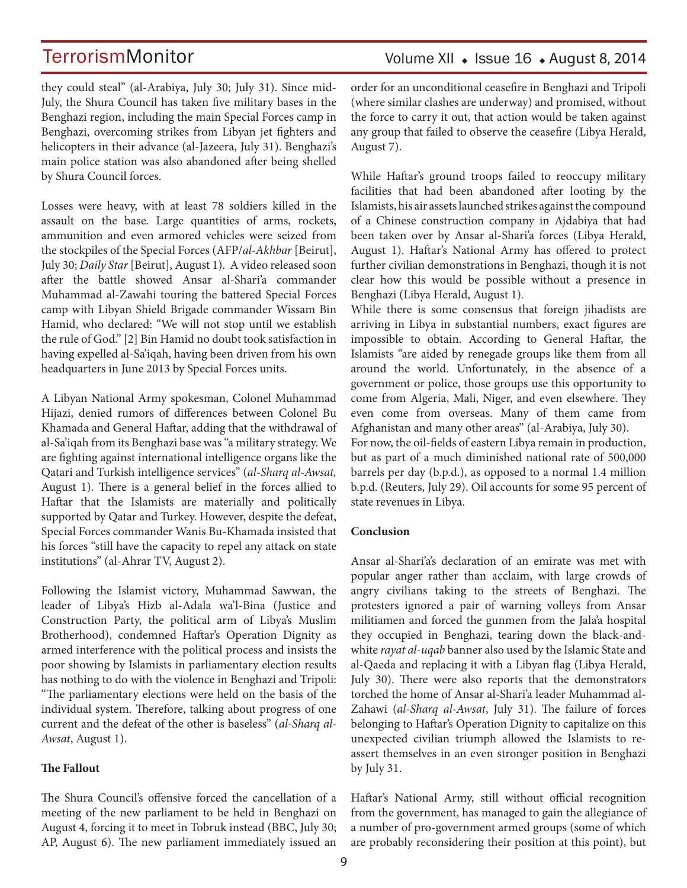they could steal" (al-Arabiya, July 30; July 31). Since mid-July, the Shura Council has taken five military bases in the Benghazi region, including the main Special Forces camp in Benghazi, overcoming strikes from Libyan jet fighters and helicopters in their advance (al-Jazeera, July 31). Benghazi's main police station was also abandoned after being shelled by Shura Council forces.

Losses were heavy, with at least 78 soldiers killed in the assault on the base. Large quantities of arms, rockets, ammunition and even armored vehicles were seized from the stockpiles of the Special Forces (AFP/*al-Akhbar* [Beirut], July 30; *Daily Star* [Beirut], August 1). A video released soon after the battle showed Ansar al-Shari'a commander Muhammad al-Zawahi touring the battered Special Forces camp with Libyan Shield Brigade commander Wissam Bin Hamid, who declared: "We will not stop until we establish the rule of God." [2] Bin Hamid no doubt took satisfaction in having expelled al-Sa'iqah, having been driven from his own headquarters in June 2013 by Special Forces units.

A Libyan National Army spokesman, Colonel Muhammad Hijazi, denied rumors of differences between Colonel Bu Khamada and General Haftar, adding that the withdrawal of al-Sa'iqah from its Benghazi base was "a military strategy. We are fighting against international intelligence organs like the Qatari and Turkish intelligence services" (*al-Sharq al-Awsat,* August 1). There is a general belief in the forces allied to Haftar that the Islamists are materially and politically supported by Qatar and Turkey. However, despite the defeat, Special Forces commander Wanis Bu-Khamada insisted that his forces "still have the capacity to repel any attack on state institutions" (al-Ahrar TV, August 2).

Following the Islamist victory, Muhammad Sawwan, the leader of Libya's Hizb al-Adala wa'l-Bina (Justice and Construction Party, the political arm of Libya's Muslim Brotherhood), condemned Haftar's Operation Dignity as armed interference with the political process and insists the poor showing by Islamists in parliamentary election results has nothing to do with the violence in Benghazi and Tripoli: "The parliamentary elections were held on the basis of the individual system. Therefore, talking about progress of one current and the defeat of the other is baseless" (*al-Sharq al-Awsat*, August 1).

**The Fallout**

The Shura Council's offensive forced the cancellation of a meeting of the new parliament to be held in Benghazi on August 4, forcing it to meet in Tobruk instead (BBC, July 30; AP, August 6). The new parliament immediately issued an order for an unconditional ceasefire in Benghazi and Tripoli (where similar clashes are underway) and promised, without the force to carry it out, that action would be taken against any group that failed to observe the ceasefire (Libya Herald, August 7).

While Haftar's ground troops failed to reoccupy military facilities that had been abandoned after looting by the Islamists, his air assets launched strikes against the compound of a Chinese construction company in Ajdabiya that had been taken over by Ansar al-Shari'a forces (Libya Herald, August 1). Haftar's National Army has offered to protect further civilian demonstrations in Benghazi, though it is not clear how this would be possible without a presence in Benghazi (Libya Herald, August 1).

While there is some consensus that foreign jihadists are arriving in Libya in substantial numbers, exact figures are impossible to obtain. According to General Haftar, the Islamists "are aided by renegade groups like them from all around the world. Unfortunately, in the absence of a government or police, those groups use this opportunity to come from Algeria, Mali, Niger, and even elsewhere. They even come from overseas. Many of them came from Afghanistan and many other areas" (al-Arabiya, July 30).

For now, the oil-fields of eastern Libya remain in production, but as part of a much diminished national rate of 500,000 barrels per day (b.p.d.), as opposed to a normal 1.4 million b.p.d. (Reuters, July 29). Oil accounts for some 95 percent of state revenues in Libya.

**Conclusion**

Ansar al-Shari'a's declaration of an emirate was met with popular anger rather than acclaim, with large crowds of angry civilians taking to the streets of Benghazi. The protesters ignored a pair of warning volleys from Ansar militiamen and forced the gunmen from the Jala'a hospital they occupied in Benghazi, tearing down the black-and-white *rayat al-uqab* banner also used by the Islamic State and al-Qaeda and replacing it with a Libyan flag (Libya Herald, July 30). There were also reports that the demonstrators torched the home of Ansar al-Shari'a leader Muhammad al-Zahawi (*al-Sharq al-Awsat*, July 31). The failure of forces belonging to Haftar's Operation Dignity to capitalize on this unexpected civilian triumph allowed the Islamists to re-assert themselves in an even stronger position in Benghazi by July 31.

Haftar's National Army, still without official recognition from the government, has managed to gain the allegiance of a number of pro-government armed groups (some of which are probably reconsidering their position at this point), but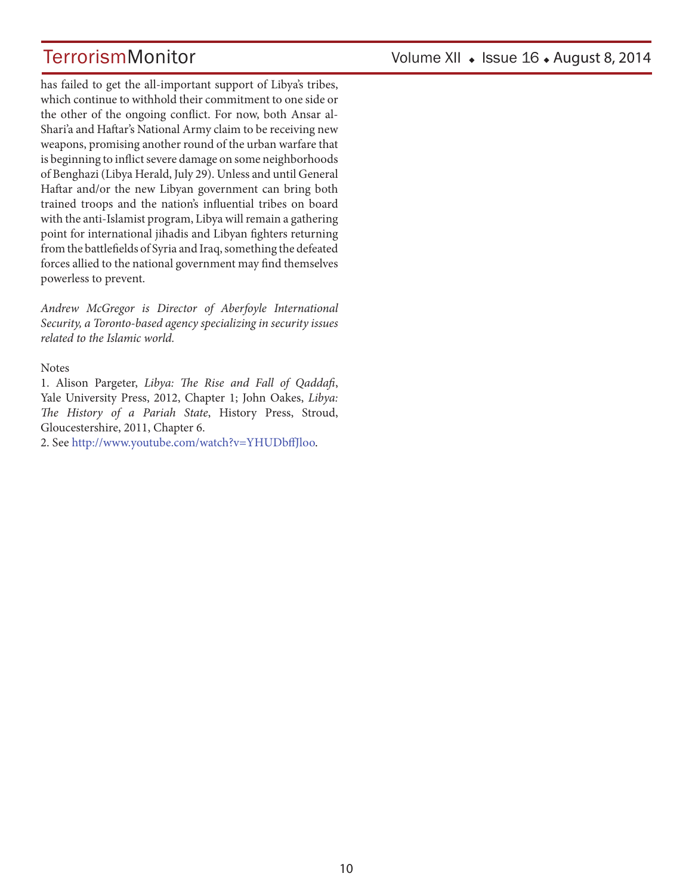has failed to get the all-important support of Libya's tribes, which continue to withhold their commitment to one side or the other of the ongoing conflict. For now, both Ansar al-Shari'a and Haftar's National Army claim to be receiving new weapons, promising another round of the urban warfare that is beginning to inflict severe damage on some neighborhoods of Benghazi (Libya Herald, July 29). Unless and until General Haftar and/or the new Libyan government can bring both trained troops and the nation's influential tribes on board with the anti-Islamist program, Libya will remain a gathering point for international jihadis and Libyan fighters returning from the battlefields of Syria and Iraq, something the defeated forces allied to the national government may find themselves powerless to prevent.

*Andrew McGregor is Director of Aberfoyle International Security, a Toronto-based agency specializing in security issues related to the Islamic world.*

Notes

1. Alison Pargeter, *Libya: The Rise and Fall of Qaddafi*, Yale University Press, 2012, Chapter 1; John Oakes, *Libya: The History of a Pariah State*, History Press, Stroud, Gloucestershire, 2011, Chapter 6.
2. See http://www.youtube.com/watch?v=YHUDbffJloo.